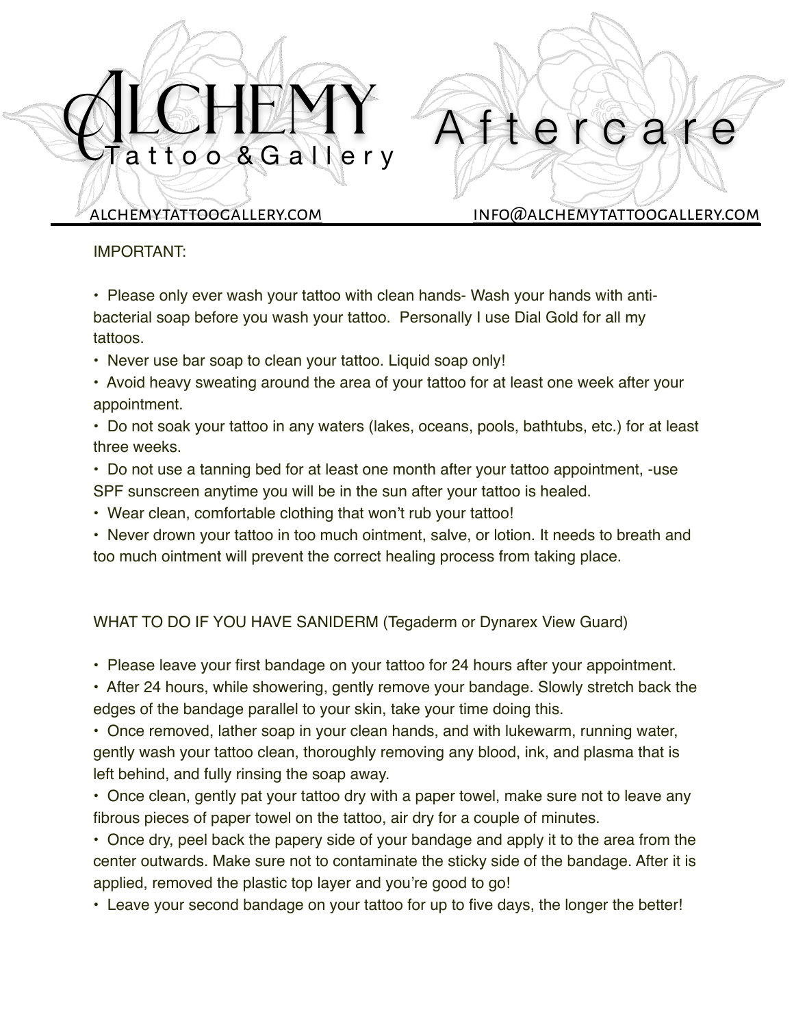# ALCHEMY Tattoo & Gallery

# Aftercare

ALCHEMYTATTOOGALLERY.COM INFO@ALCHEMYTATTOOGALLERY.COM

IMPORTANT:

- Please only ever wash your tattoo with clean hands- Wash your hands with anti-bacterial soap before you wash your tattoo. Personally I use Dial Gold for all my tattoos.
- Never use bar soap to clean your tattoo. Liquid soap only!
- Avoid heavy sweating around the area of your tattoo for at least one week after your appointment.
- Do not soak your tattoo in any waters (lakes, oceans, pools, bathtubs, etc.) for at least three weeks.
- Do not use a tanning bed for at least one month after your tattoo appointment, -use SPF sunscreen anytime you will be in the sun after your tattoo is healed.
- Wear clean, comfortable clothing that won't rub your tattoo!
- Never drown your tattoo in too much ointment, salve, or lotion. It needs to breath and too much ointment will prevent the correct healing process from taking place.

WHAT TO DO IF YOU HAVE SANIDERM (Tegaderm or Dynarex View Guard)

- Please leave your first bandage on your tattoo for 24 hours after your appointment.
- After 24 hours, while showering, gently remove your bandage. Slowly stretch back the edges of the bandage parallel to your skin, take your time doing this.
- Once removed, lather soap in your clean hands, and with lukewarm, running water, gently wash your tattoo clean, thoroughly removing any blood, ink, and plasma that is left behind, and fully rinsing the soap away.
- Once clean, gently pat your tattoo dry with a paper towel, make sure not to leave any fibrous pieces of paper towel on the tattoo, air dry for a couple of minutes.
- Once dry, peel back the papery side of your bandage and apply it to the area from the center outwards. Make sure not to contaminate the sticky side of the bandage. After it is applied, removed the plastic top layer and you're good to go!
- Leave your second bandage on your tattoo for up to five days, the longer the better!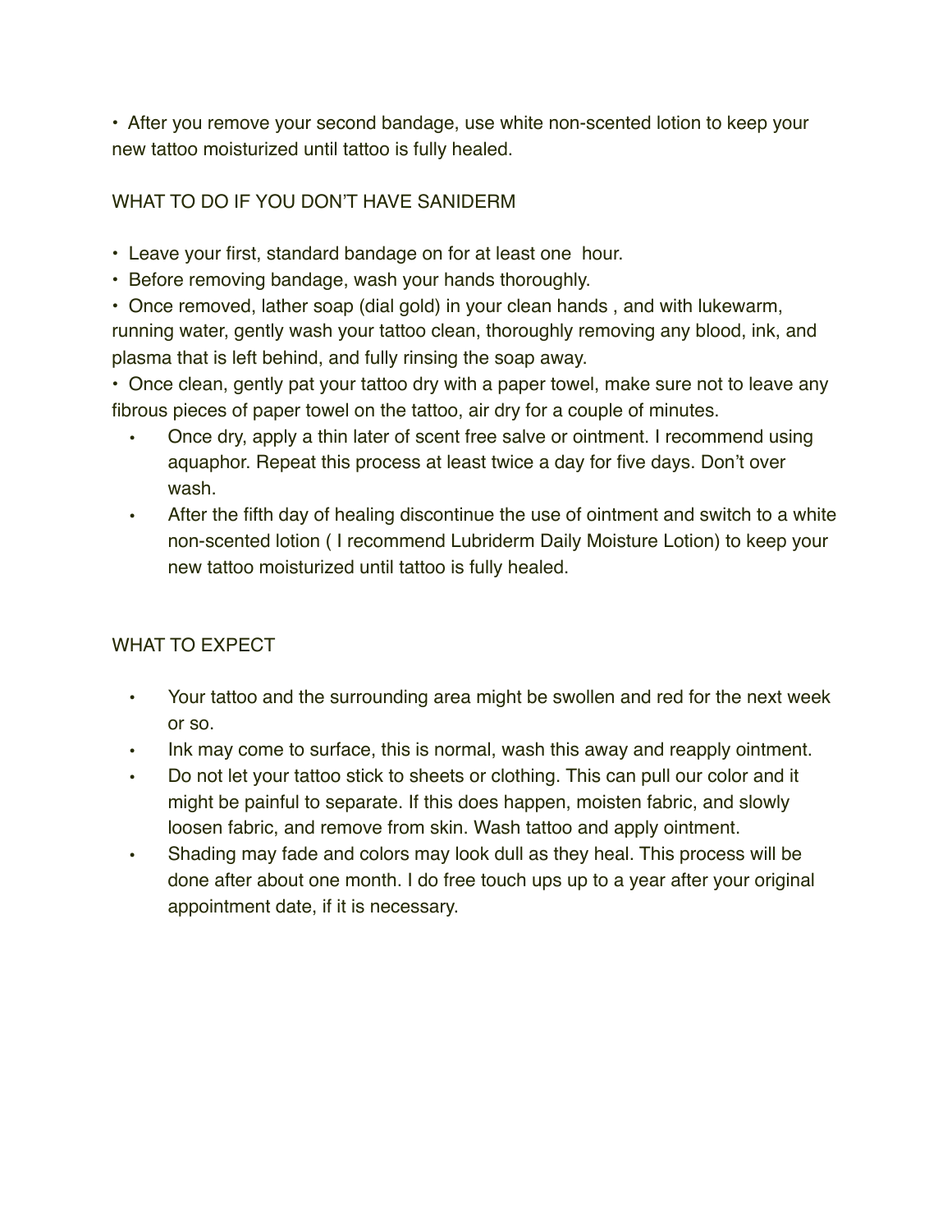- After you remove your second bandage, use white non-scented lotion to keep your new tattoo moisturized until tattoo is fully healed.

## WHAT TO DO IF YOU DON'T HAVE SANIDERM

- Leave your first, standard bandage on for at least one hour.
- Before removing bandage, wash your hands thoroughly.
- Once removed, lather soap (dial gold) in your clean hands , and with lukewarm, running water, gently wash your tattoo clean, thoroughly removing any blood, ink, and plasma that is left behind, and fully rinsing the soap away.
- Once clean, gently pat your tattoo dry with a paper towel, make sure not to leave any fibrous pieces of paper towel on the tattoo, air dry for a couple of minutes.
    - Once dry, apply a thin later of scent free salve or ointment. I recommend using aquaphor. Repeat this process at least twice a day for five days. Don't over wash.
    - After the fifth day of healing discontinue the use of ointment and switch to a white non-scented lotion ( I recommend Lubriderm Daily Moisture Lotion) to keep your new tattoo moisturized until tattoo is fully healed.

## WHAT TO EXPECT

- Your tattoo and the surrounding area might be swollen and red for the next week or so.
- Ink may come to surface, this is normal, wash this away and reapply ointment.
- Do not let your tattoo stick to sheets or clothing. This can pull our color and it might be painful to separate. If this does happen, moisten fabric, and slowly loosen fabric, and remove from skin. Wash tattoo and apply ointment.
- Shading may fade and colors may look dull as they heal. This process will be done after about one month. I do free touch ups up to a year after your original appointment date, if it is necessary.